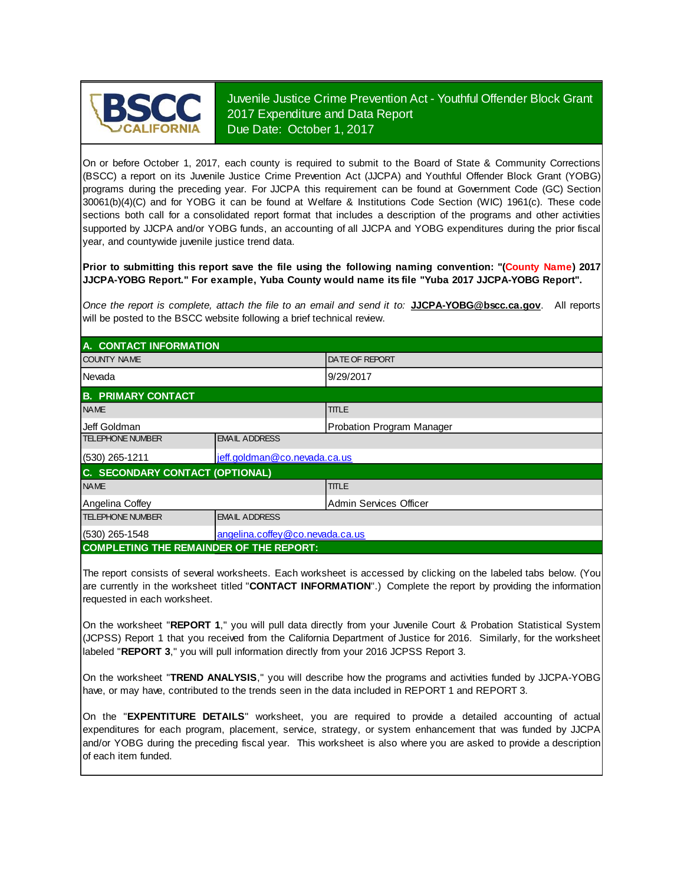# Juvenile Justice Crime Prevention Act - Youthful Offender Block Grant
## 2017 Expenditure and Data Report
**Due Date: October 1, 2017**

On or before October 1, 2017, each county is required to submit to the Board of State & Community Corrections (BSCC) a report on its Juvenile Justice Crime Prevention Act (JJCPA) and Youthful Offender Block Grant (YOBG) programs during the preceding year. For JJCPA this requirement can be found at Government Code (GC) Section 30061(b)(4)(C) and for YOBG it can be found at Welfare & Institutions Code Section (WIC) 1961(c). These code sections both call for a consolidated report format that includes a description of the programs and other activities supported by JJCPA and/or YOBG funds, an accounting of all JJCPA and YOBG expenditures during the prior fiscal year, and countywide juvenile justice trend data.

**Prior to submitting this report save the file using the following naming convention: "(County Name) 2017 JJCPA-YOBG Report." For example, Yuba County would name its file "Yuba 2017 JJCPA-YOBG Report".**

*Once the report is complete, attach the file to an email and send it to:* **JJCPA-YOBG@bscc.ca.gov**. All reports will be posted to the BSCC website following a brief technical review.

## A. CONTACT INFORMATION

| COUNTY NAME | DATE OF REPORT |
|---|---|
| Nevada | 9/29/2017 |

## B. PRIMARY CONTACT

| NAME | | TITLE |
|---|---|---|
| Jeff Goldman | | Probation Program Manager |
| **TELEPHONE NUMBER** | **EMAIL ADDRESS** | |
| (530) 265-1211 | jeff.goldman@co.nevada.ca.us | |

## C. SECONDARY CONTACT (OPTIONAL)

| NAME | | TITLE |
|---|---|---|
| Angelina Coffey | | Admin Services Officer |
| **TELEPHONE NUMBER** | **EMAIL ADDRESS** | |
| (530) 265-1548 | angelina.coffey@co.nevada.ca.us | |

## COMPLETING THE REMAINDER OF THE REPORT:

The report consists of several worksheets. Each worksheet is accessed by clicking on the labeled tabs below. (You are currently in the worksheet titled "**CONTACT INFORMATION**".) Complete the report by providing the information requested in each worksheet.

On the worksheet "**REPORT 1**," you will pull data directly from your Juvenile Court & Probation Statistical System (JCPSS) Report 1 that you received from the California Department of Justice for 2016. Similarly, for the worksheet labeled "**REPORT 3**," you will pull information directly from your 2016 JCPSS Report 3.

On the worksheet "**TREND ANALYSIS**," you will describe how the programs and activities funded by JJCPA-YOBG have, or may have, contributed to the trends seen in the data included in REPORT 1 and REPORT 3.

On the "**EXPENTITURE DETAILS**" worksheet, you are required to provide a detailed accounting of actual expenditures for each program, placement, service, strategy, or system enhancement that was funded by JJCPA and/or YOBG during the preceding fiscal year. This worksheet is also where you are asked to provide a description of each item funded.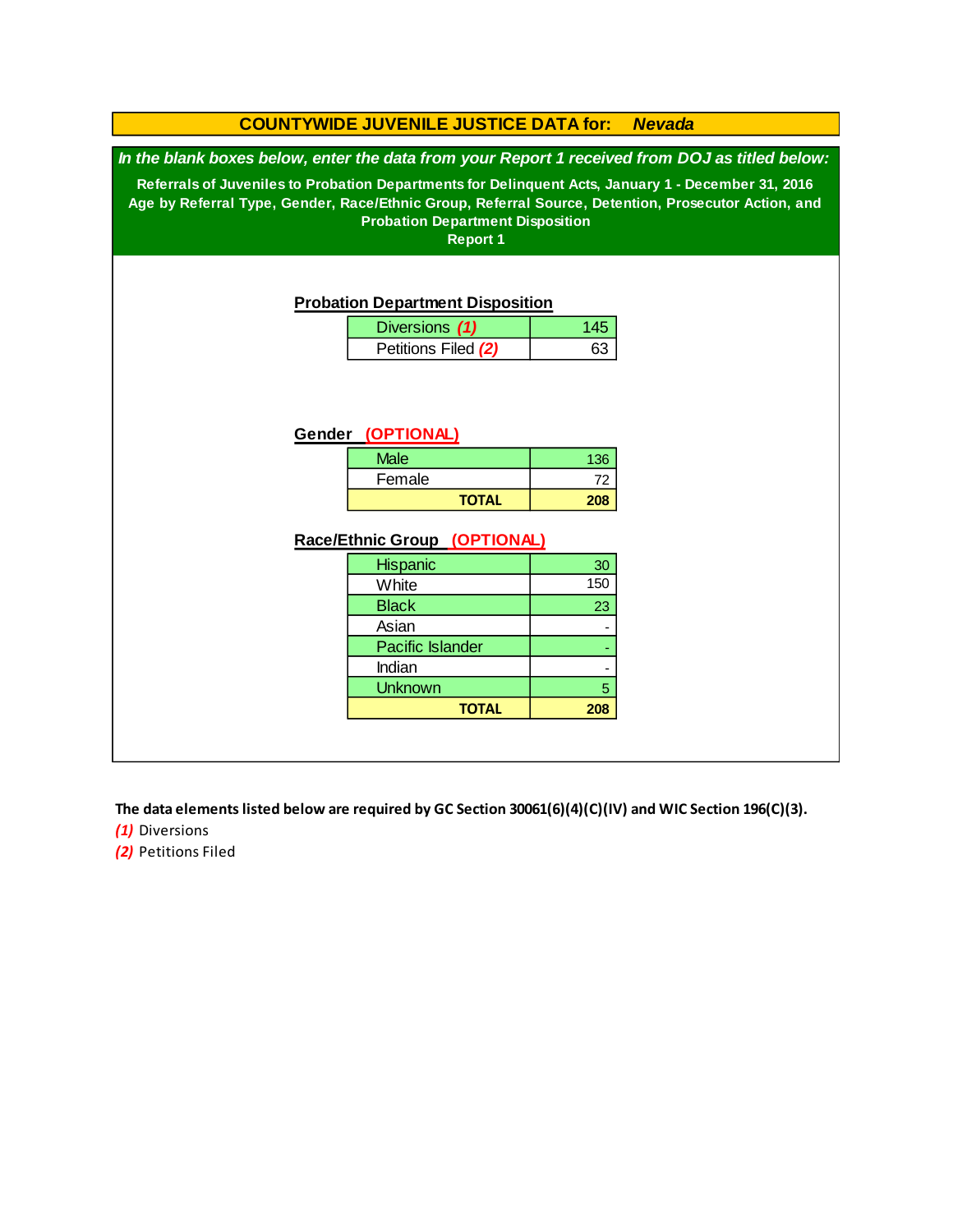# COUNTYWIDE JUVENILE JUSTICE DATA for: *Nevada*

***In the blank boxes below, enter the data from your Report 1 received from DOJ as titled below:***

**Referrals of Juveniles to Probation Departments for Delinquent Acts, January 1 - December 31, 2016**
**Age by Referral Type, Gender, Race/Ethnic Group, Referral Source, Detention, Prosecutor Action, and Probation Department Disposition**
**Report 1**

## Probation Department Disposition

| | |
|---|---|
| Diversions ***(1)*** | 145 |
| Petitions Filed ***(2)*** | 63 |

## Gender (OPTIONAL)

| | |
|---|---|
| Male | 136 |
| Female | 72 |
| **TOTAL** | **208** |

## Race/Ethnic Group (OPTIONAL)

| | |
|---|---|
| Hispanic | 30 |
| White | 150 |
| Black | 23 |
| Asian | - |
| Pacific Islander | - |
| Indian | - |
| Unknown | 5 |
| **TOTAL** | **208** |

**The data elements listed below are required by GC Section 30061(6)(4)(C)(IV) and WIC Section 196(C)(3).**

***(1)*** Diversions
***(2)*** Petitions Filed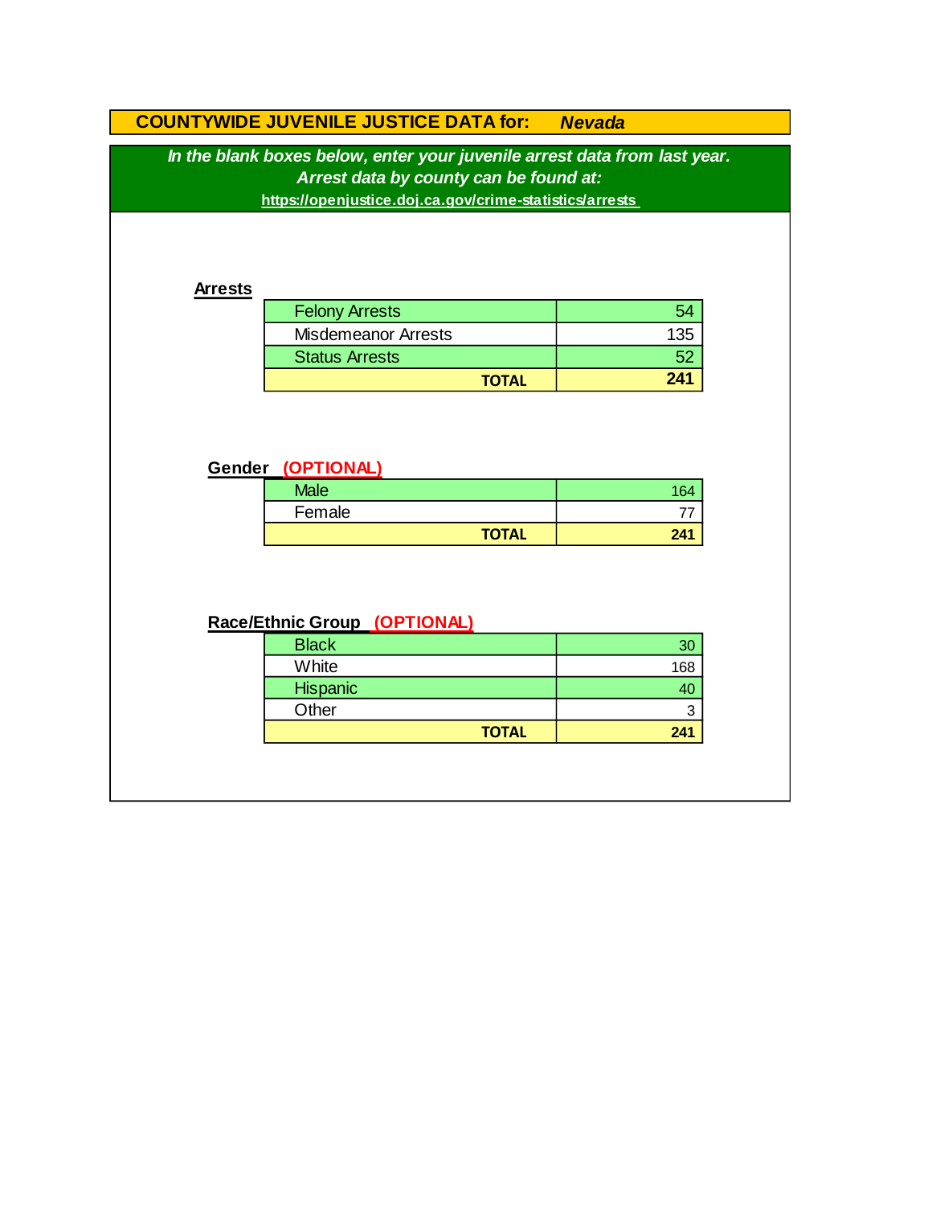# COUNTYWIDE JUVENILE JUSTICE DATA for: *Nevada*

***In the blank boxes below, enter your juvenile arrest data from last year.***
***Arrest data by county can be found at:***
https://openjustice.doj.ca.gov/crime-statistics/arrests

## Arrests

| | |
|---|---|
| Felony Arrests | 54 |
| Misdemeanor Arrests | 135 |
| Status Arrests | 52 |
| **TOTAL** | **241** |

## Gender (OPTIONAL)

| | |
|---|---|
| Male | 164 |
| Female | 77 |
| **TOTAL** | **241** |

## Race/Ethnic Group (OPTIONAL)

| | |
|---|---|
| Black | 30 |
| White | 168 |
| Hispanic | 40 |
| Other | 3 |
| **TOTAL** | **241** |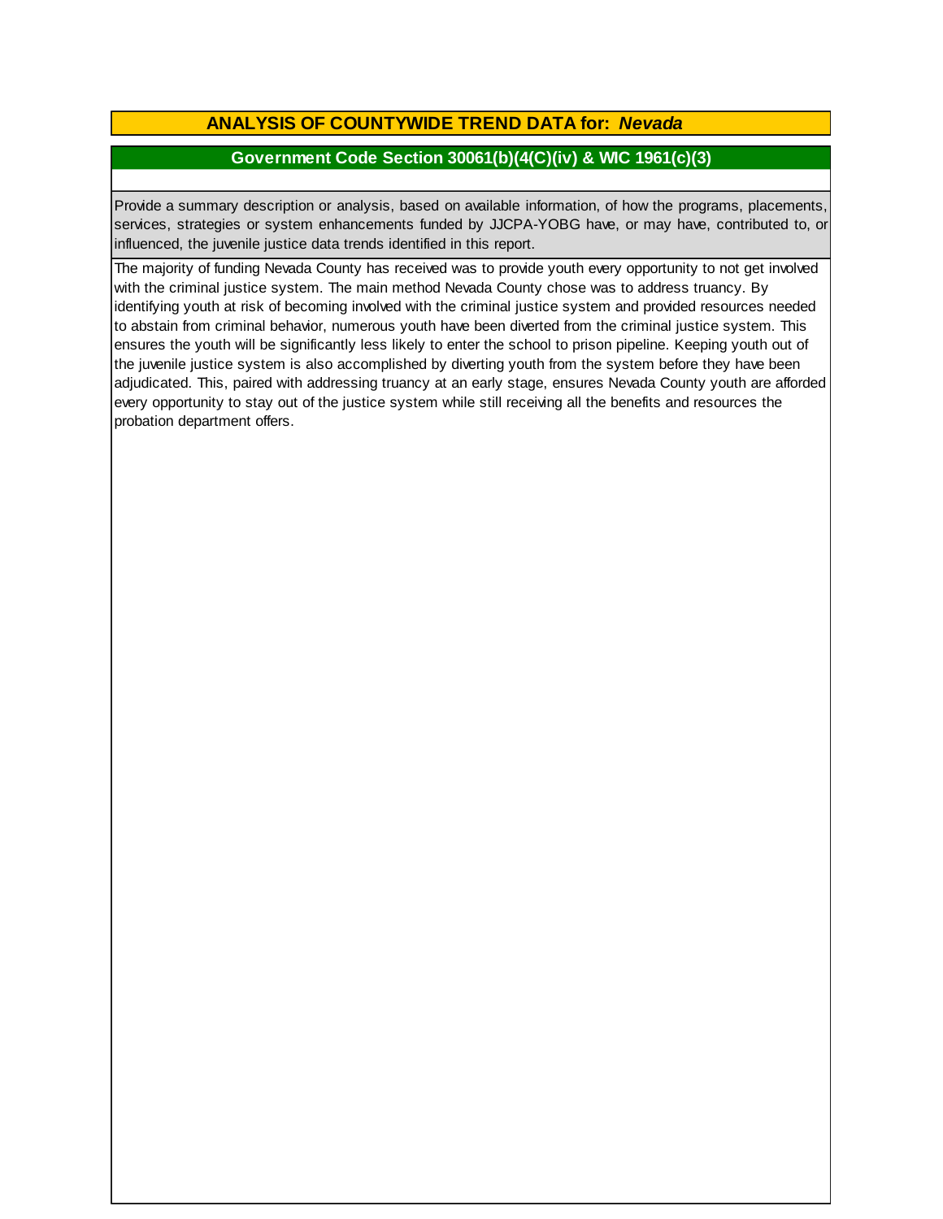# ANALYSIS OF COUNTYWIDE TREND DATA for: *Nevada*

## Government Code Section 30061(b)(4(C)(iv) & WIC 1961(c)(3)

Provide a summary description or analysis, based on available information, of how the programs, placements, services, strategies or system enhancements funded by JJCPA-YOBG have, or may have, contributed to, or influenced, the juvenile justice data trends identified in this report.

The majority of funding Nevada County has received was to provide youth every opportunity to not get involved with the criminal justice system. The main method Nevada County chose was to address truancy. By identifying youth at risk of becoming involved with the criminal justice system and provided resources needed to abstain from criminal behavior, numerous youth have been diverted from the criminal justice system. This ensures the youth will be significantly less likely to enter the school to prison pipeline. Keeping youth out of the juvenile justice system is also accomplished by diverting youth from the system before they have been adjudicated. This, paired with addressing truancy at an early stage, ensures Nevada County youth are afforded every opportunity to stay out of the justice system while still receiving all the benefits and resources the probation department offers.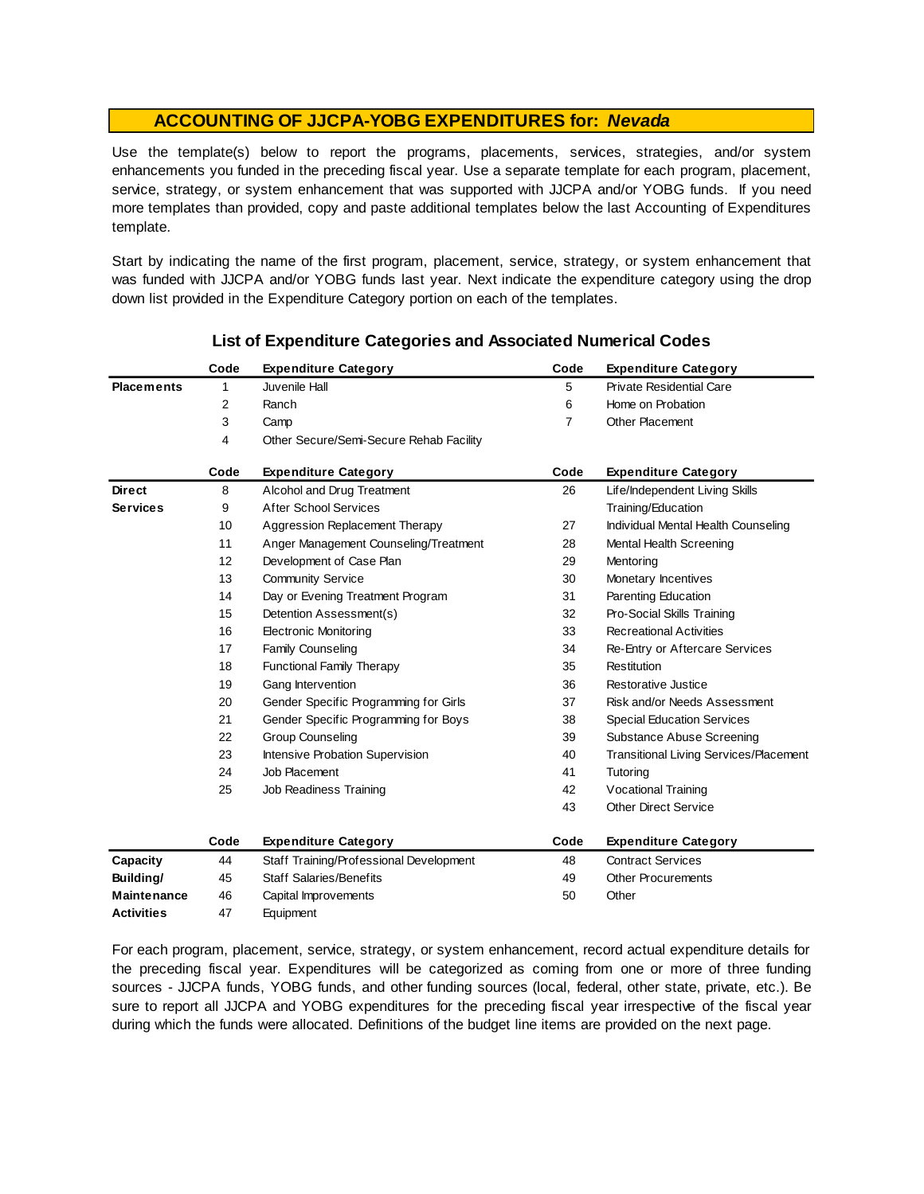## ACCOUNTING OF JJCPA-YOBG EXPENDITURES for: *Nevada*

Use the template(s) below to report the programs, placements, services, strategies, and/or system enhancements you funded in the preceding fiscal year. Use a separate template for each program, placement, service, strategy, or system enhancement that was supported with JJCPA and/or YOBG funds. If you need more templates than provided, copy and paste additional templates below the last Accounting of Expenditures template.

Start by indicating the name of the first program, placement, service, strategy, or system enhancement that was funded with JJCPA and/or YOBG funds last year. Next indicate the expenditure category using the drop down list provided in the Expenditure Category portion on each of the templates.

### List of Expenditure Categories and Associated Numerical Codes

| | Code | Expenditure Category | Code | Expenditure Category |
|---|---|---|---|---|
| **Placements** | 1 | Juvenile Hall | 5 | Private Residential Care |
| | 2 | Ranch | 6 | Home on Probation |
| | 3 | Camp | 7 | Other Placement |
| | 4 | Other Secure/Semi-Secure Rehab Facility | | |

| | Code | Expenditure Category | Code | Expenditure Category |
|---|---|---|---|---|
| **Direct Services** | 8 | Alcohol and Drug Treatment | 26 | Life/Independent Living Skills Training/Education |
| | 9 | After School Services | 27 | Individual Mental Health Counseling |
| | 10 | Aggression Replacement Therapy | 28 | Mental Health Screening |
| | 11 | Anger Management Counseling/Treatment | 29 | Mentoring |
| | 12 | Development of Case Plan | 30 | Monetary Incentives |
| | 13 | Community Service | 31 | Parenting Education |
| | 14 | Day or Evening Treatment Program | 32 | Pro-Social Skills Training |
| | 15 | Detention Assessment(s) | 33 | Recreational Activities |
| | 16 | Electronic Monitoring | 34 | Re-Entry or Aftercare Services |
| | 17 | Family Counseling | 35 | Restitution |
| | 18 | Functional Family Therapy | 36 | Restorative Justice |
| | 19 | Gang Intervention | 37 | Risk and/or Needs Assessment |
| | 20 | Gender Specific Programming for Girls | 38 | Special Education Services |
| | 21 | Gender Specific Programming for Boys | 39 | Substance Abuse Screening |
| | 22 | Group Counseling | 40 | Transitional Living Services/Placement |
| | 23 | Intensive Probation Supervision | 41 | Tutoring |
| | 24 | Job Placement | 42 | Vocational Training |
| | 25 | Job Readiness Training | 43 | Other Direct Service |

| | Code | Expenditure Category | Code | Expenditure Category |
|---|---|---|---|---|
| **Capacity Building/ Maintenance Activities** | 44 | Staff Training/Professional Development | 48 | Contract Services |
| | 45 | Staff Salaries/Benefits | 49 | Other Procurements |
| | 46 | Capital Improvements | 50 | Other |
| | 47 | Equipment | | |

For each program, placement, service, strategy, or system enhancement, record actual expenditure details for the preceding fiscal year. Expenditures will be categorized as coming from one or more of three funding sources - JJCPA funds, YOBG funds, and other funding sources (local, federal, other state, private, etc.). Be sure to report all JJCPA and YOBG expenditures for the preceding fiscal year irrespective of the fiscal year during which the funds were allocated. Definitions of the budget line items are provided on the next page.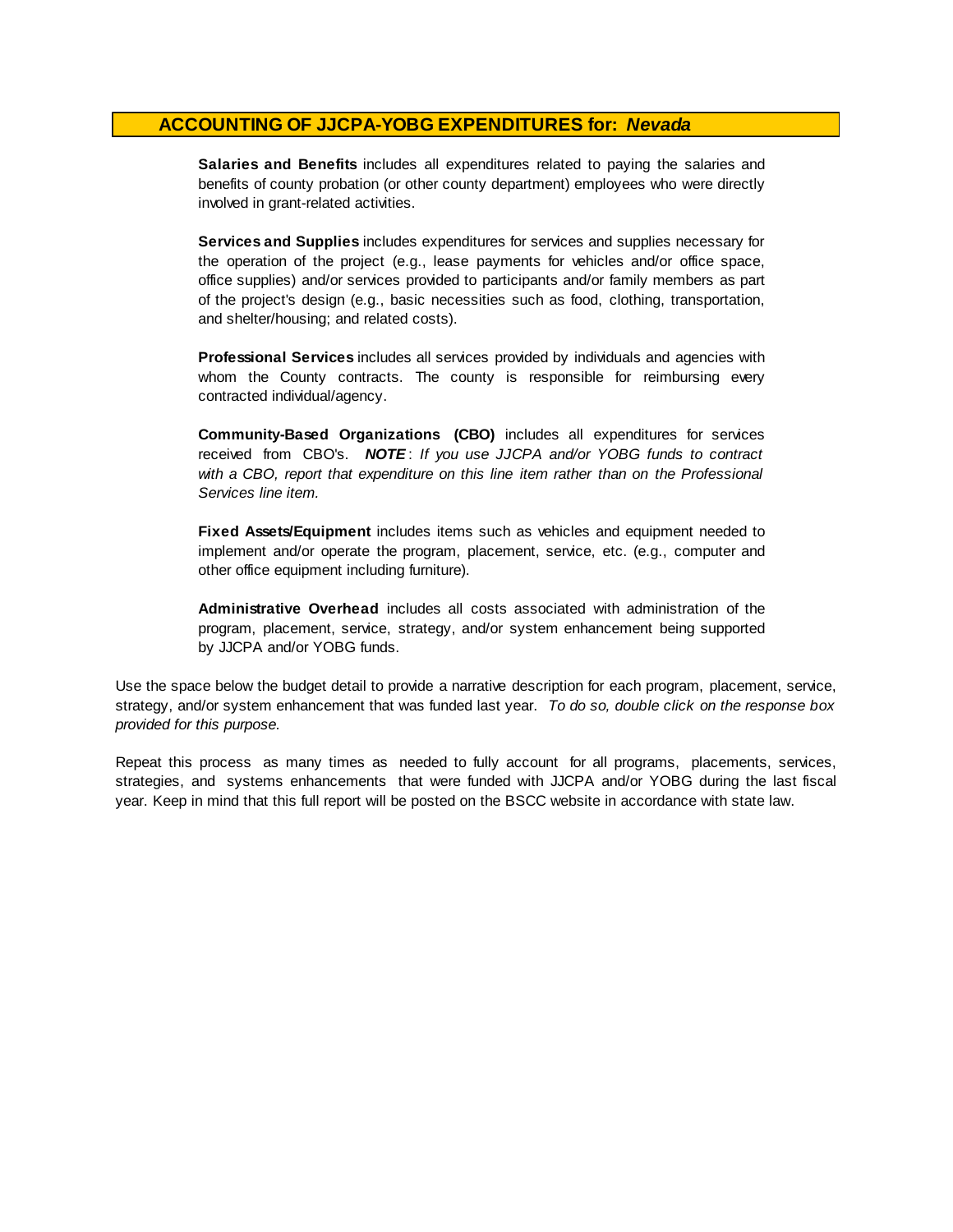## ACCOUNTING OF JJCPA-YOBG EXPENDITURES for: *Nevada*

**Salaries and Benefits** includes all expenditures related to paying the salaries and benefits of county probation (or other county department) employees who were directly involved in grant-related activities.

**Services and Supplies** includes expenditures for services and supplies necessary for the operation of the project (e.g., lease payments for vehicles and/or office space, office supplies) and/or services provided to participants and/or family members as part of the project's design (e.g., basic necessities such as food, clothing, transportation, and shelter/housing; and related costs).

**Professional Services** includes all services provided by individuals and agencies with whom the County contracts. The county is responsible for reimbursing every contracted individual/agency.

**Community-Based Organizations (CBO)** includes all expenditures for services received from CBO's. ***NOTE***: *If you use JJCPA and/or YOBG funds to contract with a CBO, report that expenditure on this line item rather than on the Professional Services line item.*

**Fixed Assets/Equipment** includes items such as vehicles and equipment needed to implement and/or operate the program, placement, service, etc. (e.g., computer and other office equipment including furniture).

**Administrative Overhead** includes all costs associated with administration of the program, placement, service, strategy, and/or system enhancement being supported by JJCPA and/or YOBG funds.

Use the space below the budget detail to provide a narrative description for each program, placement, service, strategy, and/or system enhancement that was funded last year. *To do so, double click on the response box provided for this purpose.*

Repeat this process as many times as needed to fully account for all programs, placements, services, strategies, and systems enhancements that were funded with JJCPA and/or YOBG during the last fiscal year. Keep in mind that this full report will be posted on the BSCC website in accordance with state law.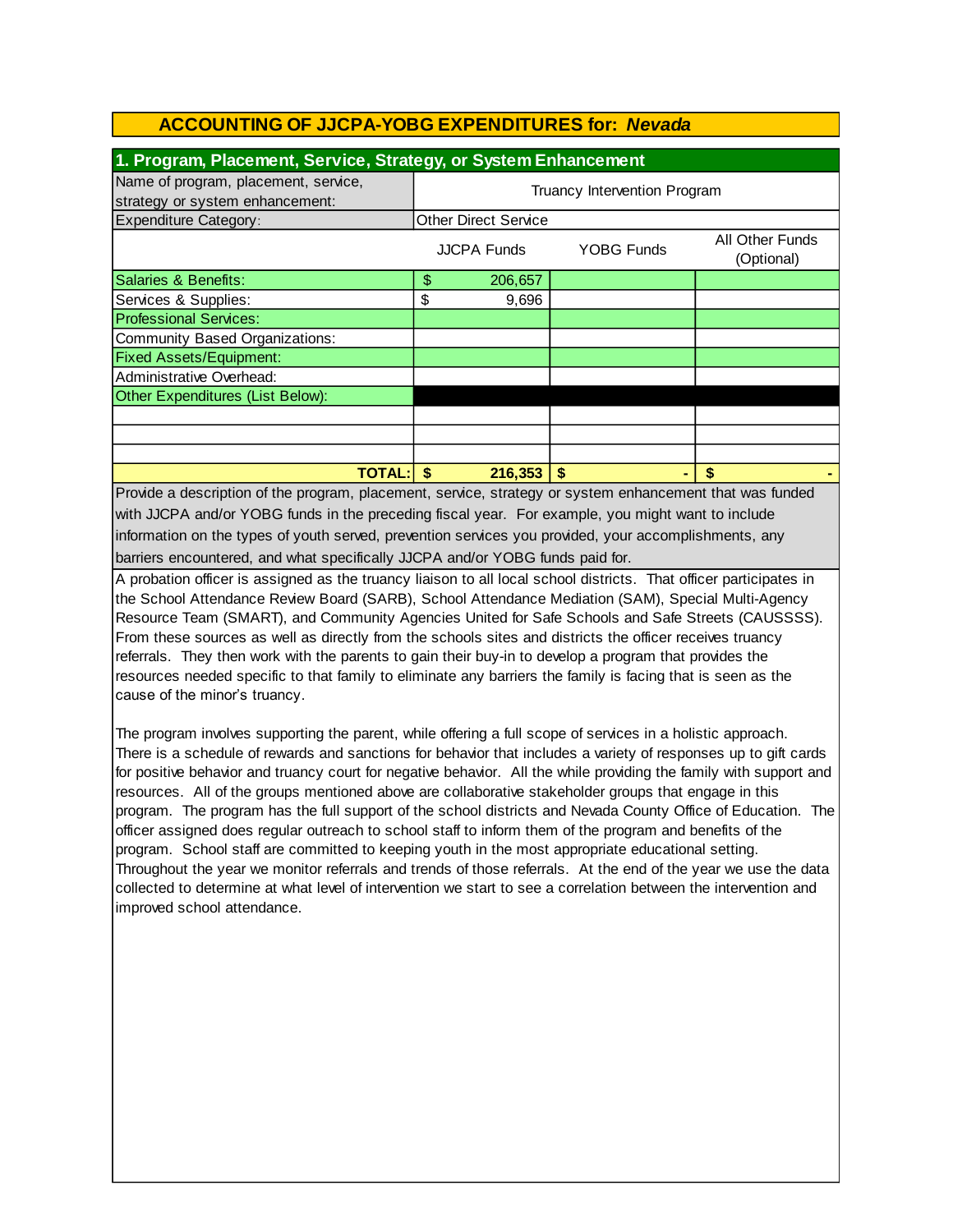## ACCOUNTING OF JJCPA-YOBG EXPENDITURES for: *Nevada*

### 1. Program, Placement, Service, Strategy, or System Enhancement

| Name of program, placement, service, strategy or system enhancement: | Truancy Intervention Program | | |
|---|---|---|---|
| Expenditure Category: | Other Direct Service | | |
| | JJCPA Funds | YOBG Funds | All Other Funds (Optional) |
| Salaries & Benefits: | $ 206,657 | | |
| Services & Supplies: | $ 9,696 | | |
| Professional Services: | | | |
| Community Based Organizations: | | | |
| Fixed Assets/Equipment: | | | |
| Administrative Overhead: | | | |
| Other Expenditures (List Below): | | | |
| | | | |
| | | | |
| | | | |
| **TOTAL:** | **$ 216,353** | **$ -** | **$ -** |

Provide a description of the program, placement, service, strategy or system enhancement that was funded with JJCPA and/or YOBG funds in the preceding fiscal year. For example, you might want to include information on the types of youth served, prevention services you provided, your accomplishments, any barriers encountered, and what specifically JJCPA and/or YOBG funds paid for.

A probation officer is assigned as the truancy liaison to all local school districts. That officer participates in the School Attendance Review Board (SARB), School Attendance Mediation (SAM), Special Multi-Agency Resource Team (SMART), and Community Agencies United for Safe Schools and Safe Streets (CAUSSSS). From these sources as well as directly from the schools sites and districts the officer receives truancy referrals. They then work with the parents to gain their buy-in to develop a program that provides the resources needed specific to that family to eliminate any barriers the family is facing that is seen as the cause of the minor's truancy.

The program involves supporting the parent, while offering a full scope of services in a holistic approach. There is a schedule of rewards and sanctions for behavior that includes a variety of responses up to gift cards for positive behavior and truancy court for negative behavior. All the while providing the family with support and resources. All of the groups mentioned above are collaborative stakeholder groups that engage in this program. The program has the full support of the school districts and Nevada County Office of Education. The officer assigned does regular outreach to school staff to inform them of the program and benefits of the program. School staff are committed to keeping youth in the most appropriate educational setting. Throughout the year we monitor referrals and trends of those referrals. At the end of the year we use the data collected to determine at what level of intervention we start to see a correlation between the intervention and improved school attendance.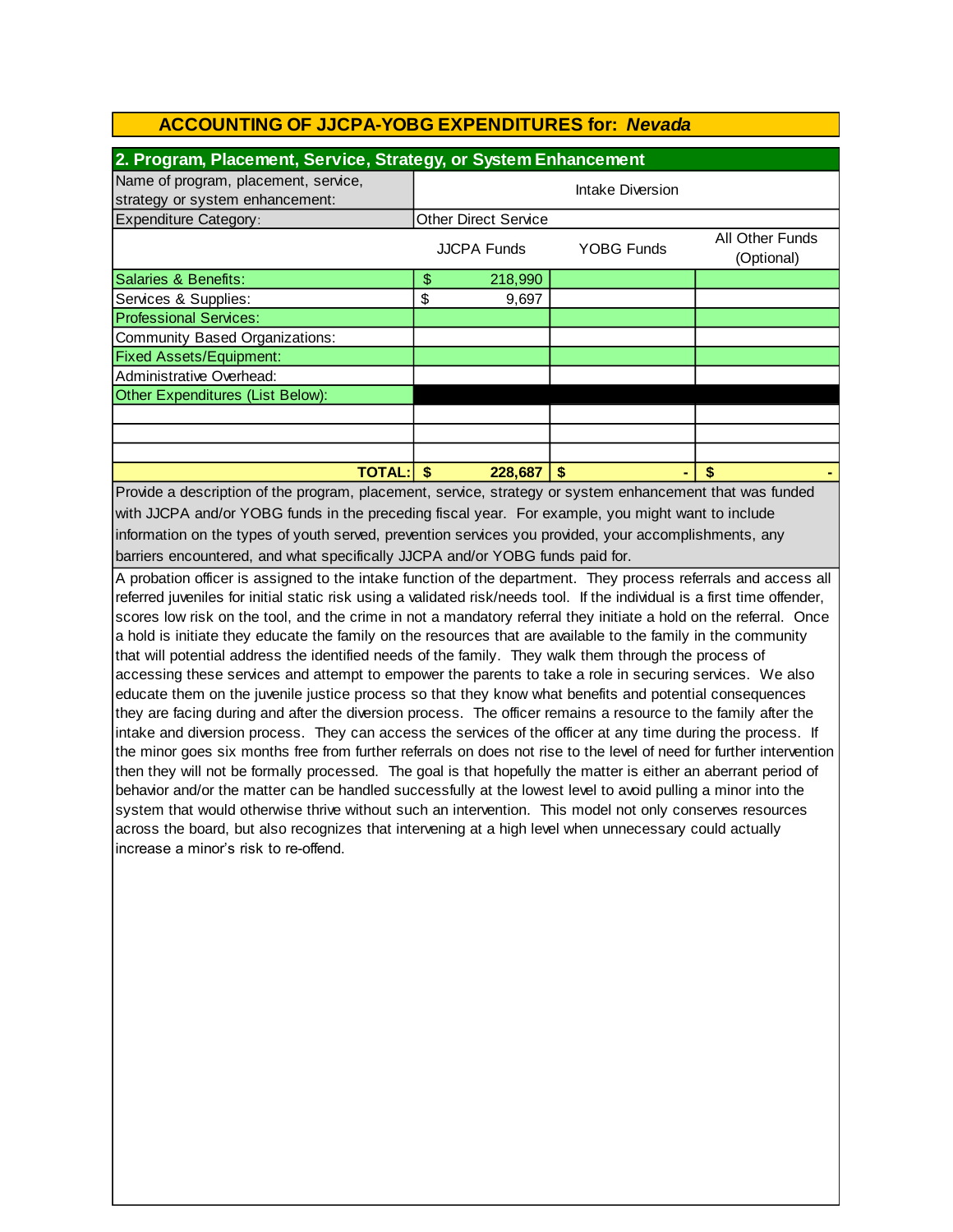## ACCOUNTING OF JJCPA-YOBG EXPENDITURES for: *Nevada*

### 2. Program, Placement, Service, Strategy, or System Enhancement

| Name of program, placement, service, strategy or system enhancement: | Intake Diversion | | |
|---|---|---|---|
| Expenditure Category: | Other Direct Service | | |
| | JJCPA Funds | YOBG Funds | All Other Funds (Optional) |
| Salaries & Benefits: | $ 218,990 | | |
| Services & Supplies: | $ 9,697 | | |
| Professional Services: | | | |
| Community Based Organizations: | | | |
| Fixed Assets/Equipment: | | | |
| Administrative Overhead: | | | |
| Other Expenditures (List Below): | | | |
| | | | |
| | | | |
| | | | |
| **TOTAL:** | **$ 228,687** | **$ -** | **$ -** |

Provide a description of the program, placement, service, strategy or system enhancement that was funded with JJCPA and/or YOBG funds in the preceding fiscal year. For example, you might want to include information on the types of youth served, prevention services you provided, your accomplishments, any barriers encountered, and what specifically JJCPA and/or YOBG funds paid for.

A probation officer is assigned to the intake function of the department. They process referrals and access all referred juveniles for initial static risk using a validated risk/needs tool. If the individual is a first time offender, scores low risk on the tool, and the crime in not a mandatory referral they initiate a hold on the referral. Once a hold is initiate they educate the family on the resources that are available to the family in the community that will potential address the identified needs of the family. They walk them through the process of accessing these services and attempt to empower the parents to take a role in securing services. We also educate them on the juvenile justice process so that they know what benefits and potential consequences they are facing during and after the diversion process. The officer remains a resource to the family after the intake and diversion process. They can access the services of the officer at any time during the process. If the minor goes six months free from further referrals on does not rise to the level of need for further intervention then they will not be formally processed. The goal is that hopefully the matter is either an aberrant period of behavior and/or the matter can be handled successfully at the lowest level to avoid pulling a minor into the system that would otherwise thrive without such an intervention. This model not only conserves resources across the board, but also recognizes that intervening at a high level when unnecessary could actually increase a minor's risk to re-offend.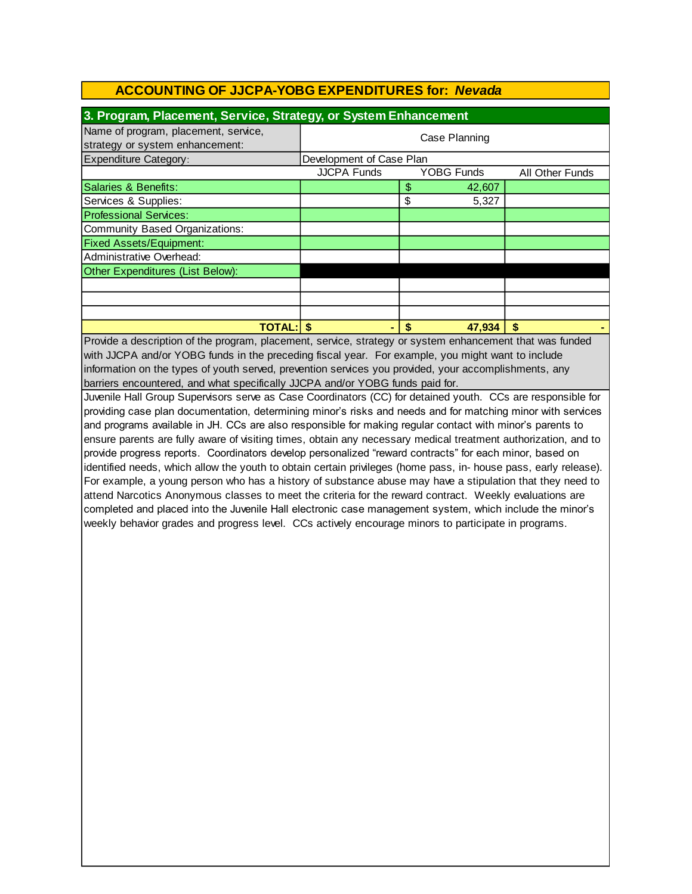## ACCOUNTING OF JJCPA-YOBG EXPENDITURES for: *Nevada*

### 3. Program, Placement, Service, Strategy, or System Enhancement

| Name of program, placement, service, strategy or system enhancement: | Case Planning | | |
|---|---|---|---|
| Expenditure Category: | Development of Case Plan | | |
| | JJCPA Funds | YOBG Funds | All Other Funds |
| Salaries & Benefits: | | $ 42,607 | |
| Services & Supplies: | | $ 5,327 | |
| Professional Services: | | | |
| Community Based Organizations: | | | |
| Fixed Assets/Equipment: | | | |
| Administrative Overhead: | | | |
| Other Expenditures (List Below): | | | |
| | | | |
| | | | |
| | | | |
| **TOTAL:** | **$ -** | **$ 47,934** | **$ -** |

Provide a description of the program, placement, service, strategy or system enhancement that was funded with JJCPA and/or YOBG funds in the preceding fiscal year. For example, you might want to include information on the types of youth served, prevention services you provided, your accomplishments, any barriers encountered, and what specifically JJCPA and/or YOBG funds paid for.

Juvenile Hall Group Supervisors serve as Case Coordinators (CC) for detained youth. CCs are responsible for providing case plan documentation, determining minor's risks and needs and for matching minor with services and programs available in JH. CCs are also responsible for making regular contact with minor's parents to ensure parents are fully aware of visiting times, obtain any necessary medical treatment authorization, and to provide progress reports. Coordinators develop personalized "reward contracts" for each minor, based on identified needs, which allow the youth to obtain certain privileges (home pass, in- house pass, early release). For example, a young person who has a history of substance abuse may have a stipulation that they need to attend Narcotics Anonymous classes to meet the criteria for the reward contract. Weekly evaluations are completed and placed into the Juvenile Hall electronic case management system, which include the minor's weekly behavior grades and progress level. CCs actively encourage minors to participate in programs.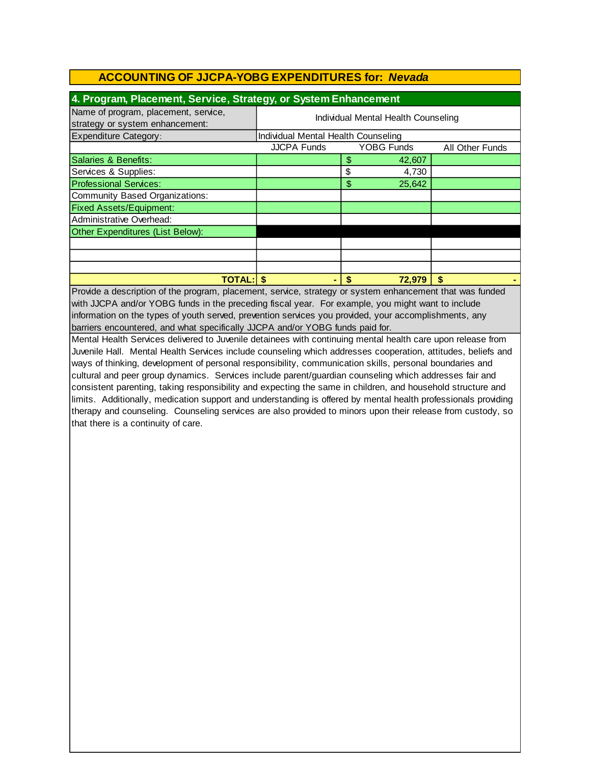## ACCOUNTING OF JJCPA-YOBG EXPENDITURES for: *Nevada*

### 4. Program, Placement, Service, Strategy, or System Enhancement

| Name of program, placement, service, strategy or system enhancement: | Individual Mental Health Counseling | | |
|---|---|---|---|
| Expenditure Category: | Individual Mental Health Counseling | | |
| | JJCPA Funds | YOBG Funds | All Other Funds |
| Salaries & Benefits: | | $ 42,607 | |
| Services & Supplies: | | $ 4,730 | |
| Professional Services: | | $ 25,642 | |
| Community Based Organizations: | | | |
| Fixed Assets/Equipment: | | | |
| Administrative Overhead: | | | |
| Other Expenditures (List Below): | | | |
| | | | |
| | | | |
| | | | |
| **TOTAL:** | **$ -** | **$ 72,979** | **$ -** |

Provide a description of the program, placement, service, strategy or system enhancement that was funded with JJCPA and/or YOBG funds in the preceding fiscal year. For example, you might want to include information on the types of youth served, prevention services you provided, your accomplishments, any barriers encountered, and what specifically JJCPA and/or YOBG funds paid for.

Mental Health Services delivered to Juvenile detainees with continuing mental health care upon release from Juvenile Hall. Mental Health Services include counseling which addresses cooperation, attitudes, beliefs and ways of thinking, development of personal responsibility, communication skills, personal boundaries and cultural and peer group dynamics. Services include parent/guardian counseling which addresses fair and consistent parenting, taking responsibility and expecting the same in children, and household structure and limits. Additionally, medication support and understanding is offered by mental health professionals providing therapy and counseling. Counseling services are also provided to minors upon their release from custody, so that there is a continuity of care.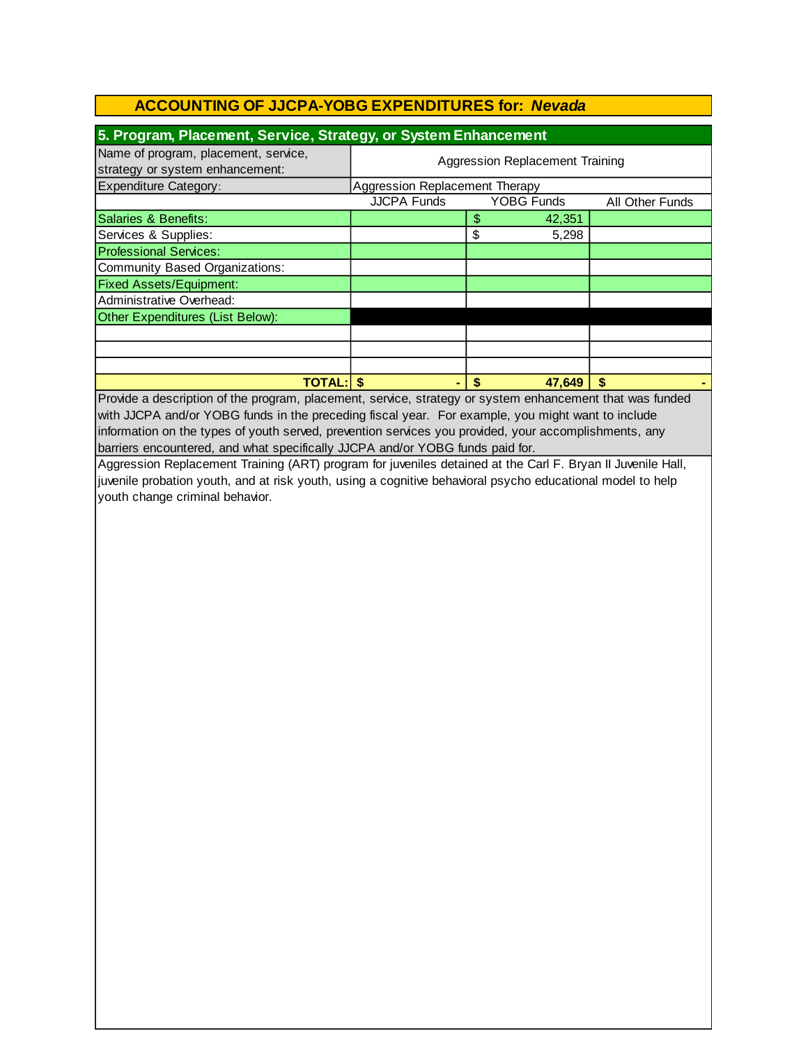## ACCOUNTING OF JJCPA-YOBG EXPENDITURES for: *Nevada*

### 5. Program, Placement, Service, Strategy, or System Enhancement

| | | | |
|---|---|---|---|
| Name of program, placement, service, strategy or system enhancement: | Aggression Replacement Training | | |
| Expenditure Category: | Aggression Replacement Therapy | | |
| | JJCPA Funds | YOBG Funds | All Other Funds |
| Salaries & Benefits: | | $ 42,351 | |
| Services & Supplies: | | $ 5,298 | |
| Professional Services: | | | |
| Community Based Organizations: | | | |
| Fixed Assets/Equipment: | | | |
| Administrative Overhead: | | | |
| Other Expenditures (List Below): | | | |
| | | | |
| | | | |
| | | | |
| **TOTAL:** | **$ -** | **$ 47,649** | **$ -** |

Provide a description of the program, placement, service, strategy or system enhancement that was funded with JJCPA and/or YOBG funds in the preceding fiscal year. For example, you might want to include information on the types of youth served, prevention services you provided, your accomplishments, any barriers encountered, and what specifically JJCPA and/or YOBG funds paid for.

Aggression Replacement Training (ART) program for juveniles detained at the Carl F. Bryan II Juvenile Hall, juvenile probation youth, and at risk youth, using a cognitive behavioral psycho educational model to help youth change criminal behavior.